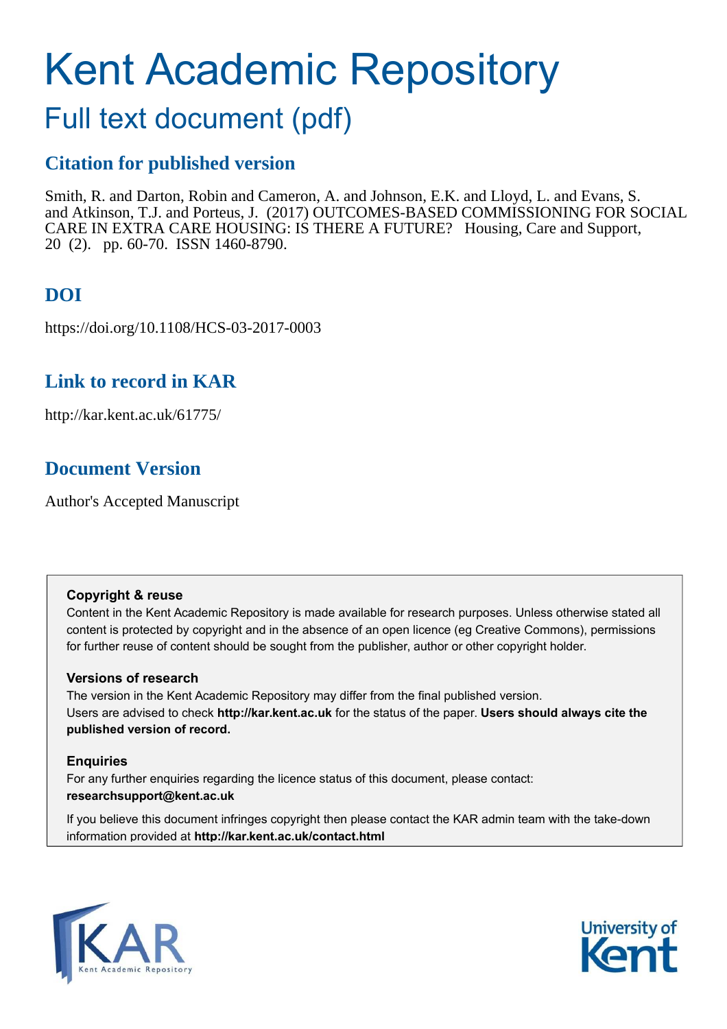# Kent Academic Repository

## Full text document (pdf)

### Citation for published version

Smith, R. and Darton, Robin and Cameron, A. and Johnson, E.K. and Lloyd, L. and Evans, S. and Atkinson, T.J. and Porteus, J. (2017) OUTCOMES-BASED COMMISSIONING FOR SOCIAL CARE IN EXTRA CARE HOUSING: IS THERE A FUTURE? Housing, Care and Support, 20 (2). pp. 60-70. ISSN 1460-8790.

### DOI

https://doi.org/10.1108/HCS-03-2017-0003

### Link to record in KAR

http://kar.kent.ac.uk/61775/

### Document Version

Author's Accepted Manuscript

**Copyright & reuse**

Content in the Kent Academic Repository is made available for research purposes. Unless otherwise stated all content is protected by copyright and in the absence of an open licence (eg Creative Commons), permissions for further reuse of content should be sought from the publisher, author or other copyright holder.

**Versions of research**

The version in the Kent Academic Repository may differ from the final published version. Users are advised to check **http://kar.kent.ac.uk** for the status of the paper. **Users should always cite the published version of record.**

**Enquiries**

For any further enquiries regarding the licence status of this document, please contact: **researchsupport@kent.ac.uk**

If you believe this document infringes copyright then please contact the KAR admin team with the take-down information provided at **http://kar.kent.ac.uk/contact.html**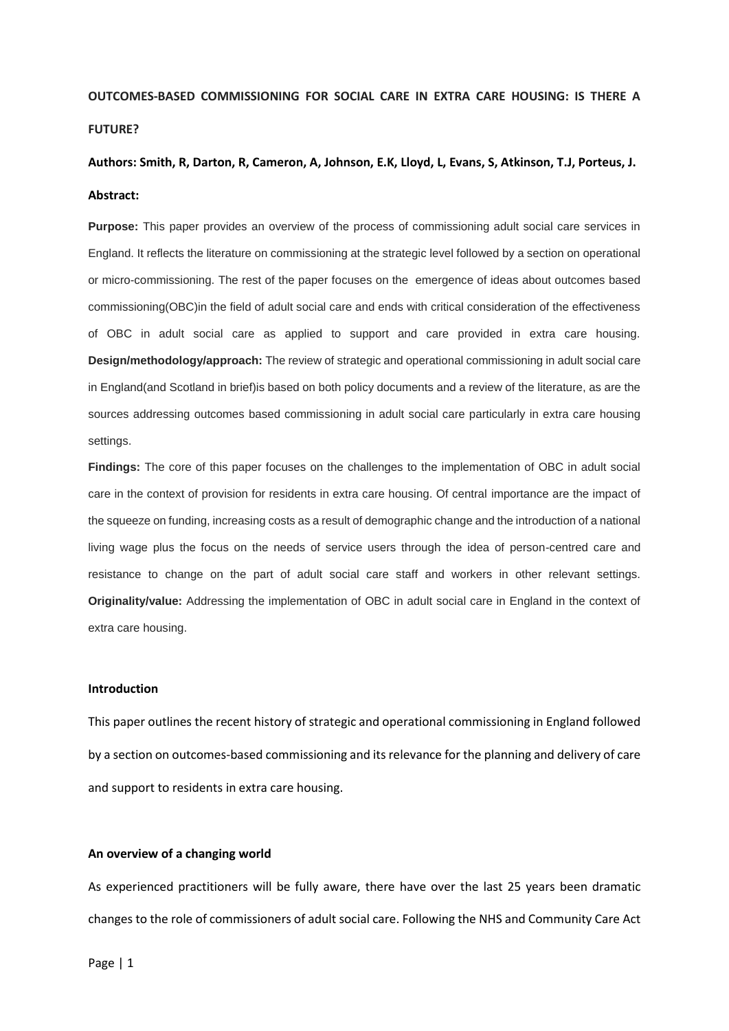**OUTCOMES-BASED COMMISSIONING FOR SOCIAL CARE IN EXTRA CARE HOUSING: IS THERE A FUTURE?**

**Authors: Smith, R, Darton, R, Cameron, A, Johnson, E.K, Lloyd, L, Evans, S, Atkinson, T.J, Porteus, J.**

**Abstract:**

**Purpose:** This paper provides an overview of the process of commissioning adult social care services in England. It reflects the literature on commissioning at the strategic level followed by a section on operational or micro-commissioning. The rest of the paper focuses on the emergence of ideas about outcomes based commissioning(OBC)in the field of adult social care and ends with critical consideration of the effectiveness of OBC in adult social care as applied to support and care provided in extra care housing.
**Design/methodology/approach:** The review of strategic and operational commissioning in adult social care in England(and Scotland in brief)is based on both policy documents and a review of the literature, as are the sources addressing outcomes based commissioning in adult social care particularly in extra care housing settings.

**Findings:** The core of this paper focuses on the challenges to the implementation of OBC in adult social care in the context of provision for residents in extra care housing. Of central importance are the impact of the squeeze on funding, increasing costs as a result of demographic change and the introduction of a national living wage plus the focus on the needs of service users through the idea of person-centred care and resistance to change on the part of adult social care staff and workers in other relevant settings.
**Originality/value:** Addressing the implementation of OBC in adult social care in England in the context of extra care housing.

**Introduction**

This paper outlines the recent history of strategic and operational commissioning in England followed by a section on outcomes-based commissioning and its relevance for the planning and delivery of care and support to residents in extra care housing.

**An overview of a changing world**

As experienced practitioners will be fully aware, there have over the last 25 years been dramatic changes to the role of commissioners of adult social care. Following the NHS and Community Care Act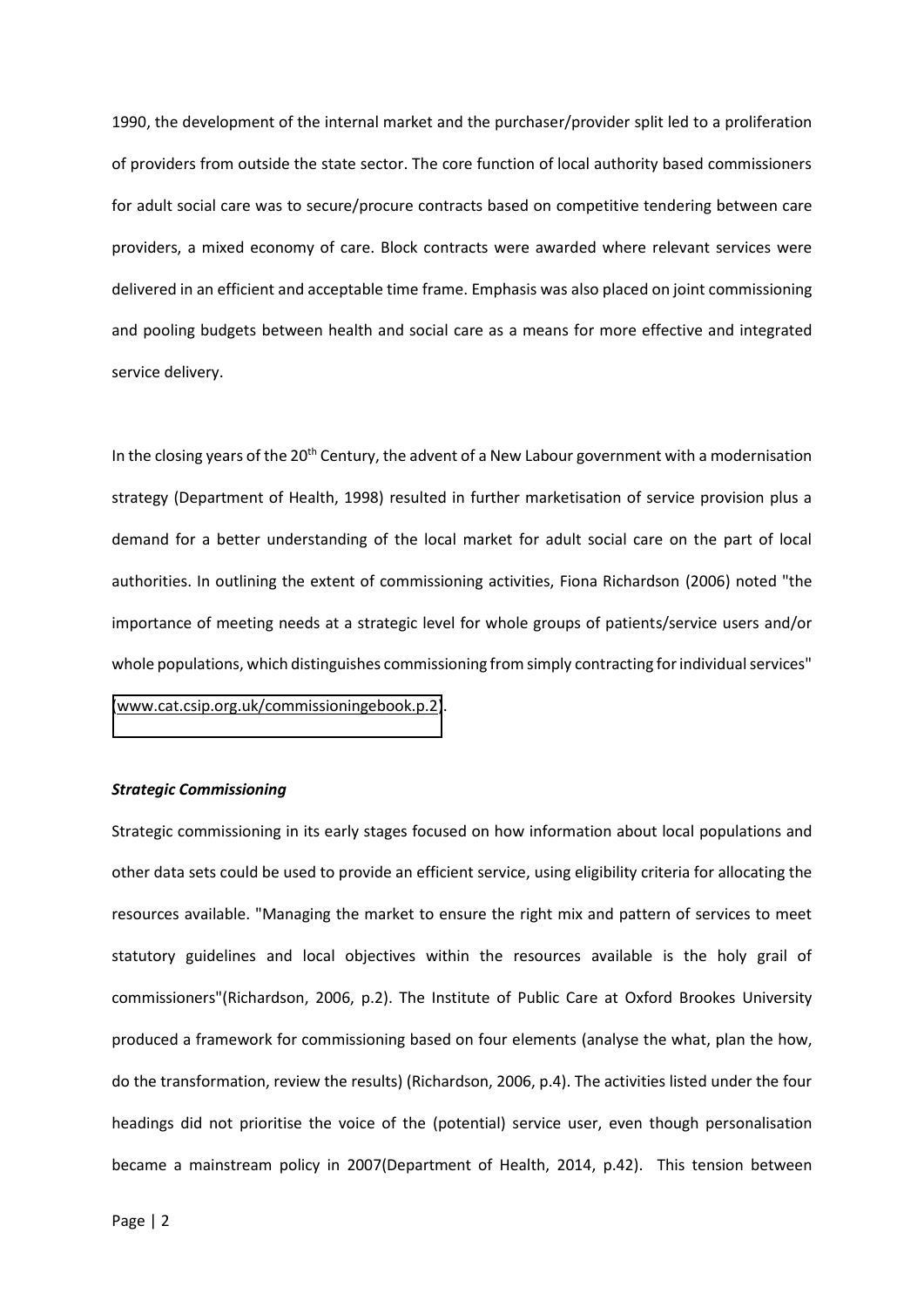1990, the development of the internal market and the purchaser/provider split led to a proliferation of providers from outside the state sector. The core function of local authority based commissioners for adult social care was to secure/procure contracts based on competitive tendering between care providers, a mixed economy of care. Block contracts were awarded where relevant services were delivered in an efficient and acceptable time frame. Emphasis was also placed on joint commissioning and pooling budgets between health and social care as a means for more effective and integrated service delivery.

In the closing years of the 20th Century, the advent of a New Labour government with a modernisation strategy (Department of Health, 1998) resulted in further marketisation of service provision plus a demand for a better understanding of the local market for adult social care on the part of local authorities. In outlining the extent of commissioning activities, Fiona Richardson (2006) noted "the importance of meeting needs at a strategic level for whole groups of patients/service users and/or whole populations, which distinguishes commissioning from simply contracting for individual services" (www.cat.csip.org.uk/commissioningebook.p.2).

***Strategic Commissioning***

Strategic commissioning in its early stages focused on how information about local populations and other data sets could be used to provide an efficient service, using eligibility criteria for allocating the resources available. "Managing the market to ensure the right mix and pattern of services to meet statutory guidelines and local objectives within the resources available is the holy grail of commissioners"(Richardson, 2006, p.2). The Institute of Public Care at Oxford Brookes University produced a framework for commissioning based on four elements (analyse the what, plan the how, do the transformation, review the results) (Richardson, 2006, p.4). The activities listed under the four headings did not prioritise the voice of the (potential) service user, even though personalisation became a mainstream policy in 2007(Department of Health, 2014, p.42). This tension between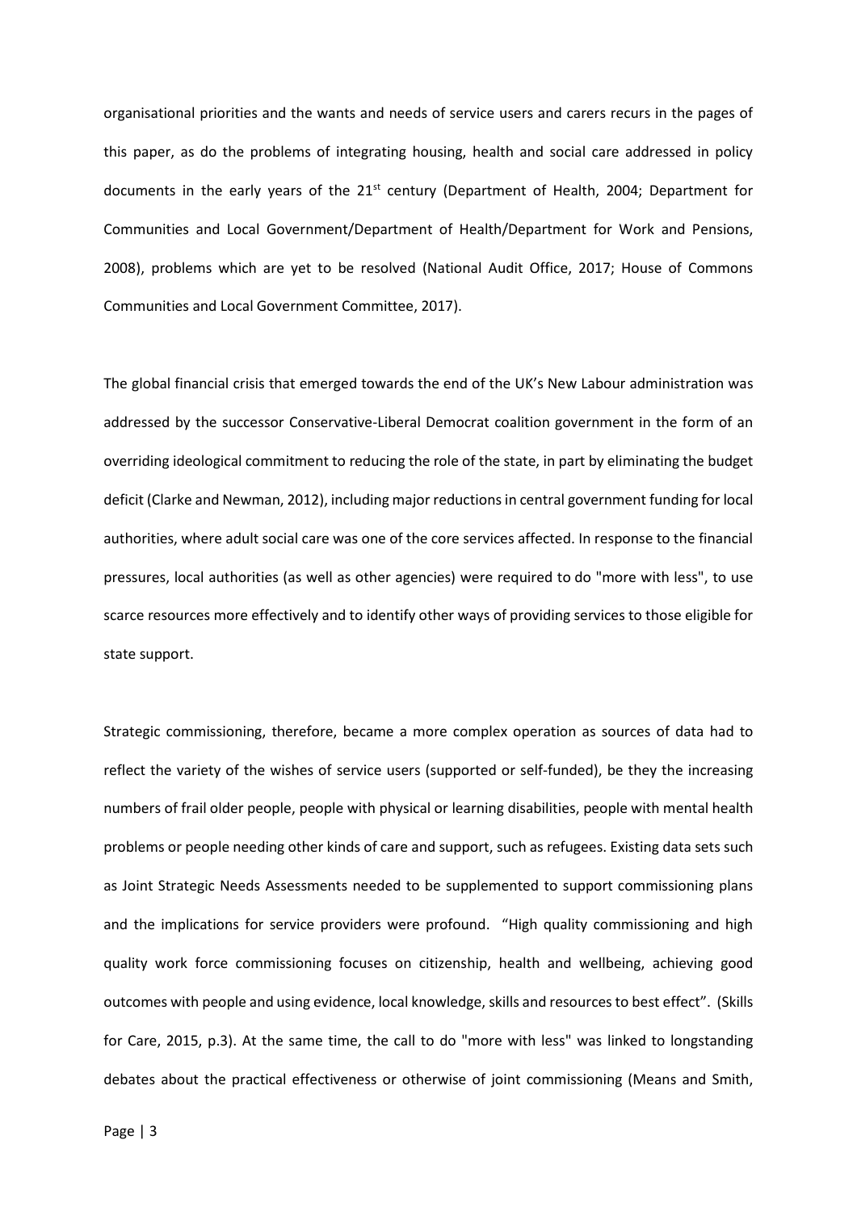organisational priorities and the wants and needs of service users and carers recurs in the pages of this paper, as do the problems of integrating housing, health and social care addressed in policy documents in the early years of the 21st century (Department of Health, 2004; Department for Communities and Local Government/Department of Health/Department for Work and Pensions, 2008), problems which are yet to be resolved (National Audit Office, 2017; House of Commons Communities and Local Government Committee, 2017).

The global financial crisis that emerged towards the end of the UK's New Labour administration was addressed by the successor Conservative-Liberal Democrat coalition government in the form of an overriding ideological commitment to reducing the role of the state, in part by eliminating the budget deficit (Clarke and Newman, 2012), including major reductions in central government funding for local authorities, where adult social care was one of the core services affected. In response to the financial pressures, local authorities (as well as other agencies) were required to do "more with less", to use scarce resources more effectively and to identify other ways of providing services to those eligible for state support.

Strategic commissioning, therefore, became a more complex operation as sources of data had to reflect the variety of the wishes of service users (supported or self-funded), be they the increasing numbers of frail older people, people with physical or learning disabilities, people with mental health problems or people needing other kinds of care and support, such as refugees. Existing data sets such as Joint Strategic Needs Assessments needed to be supplemented to support commissioning plans and the implications for service providers were profound. "High quality commissioning and high quality work force commissioning focuses on citizenship, health and wellbeing, achieving good outcomes with people and using evidence, local knowledge, skills and resources to best effect". (Skills for Care, 2015, p.3). At the same time, the call to do "more with less" was linked to longstanding debates about the practical effectiveness or otherwise of joint commissioning (Means and Smith,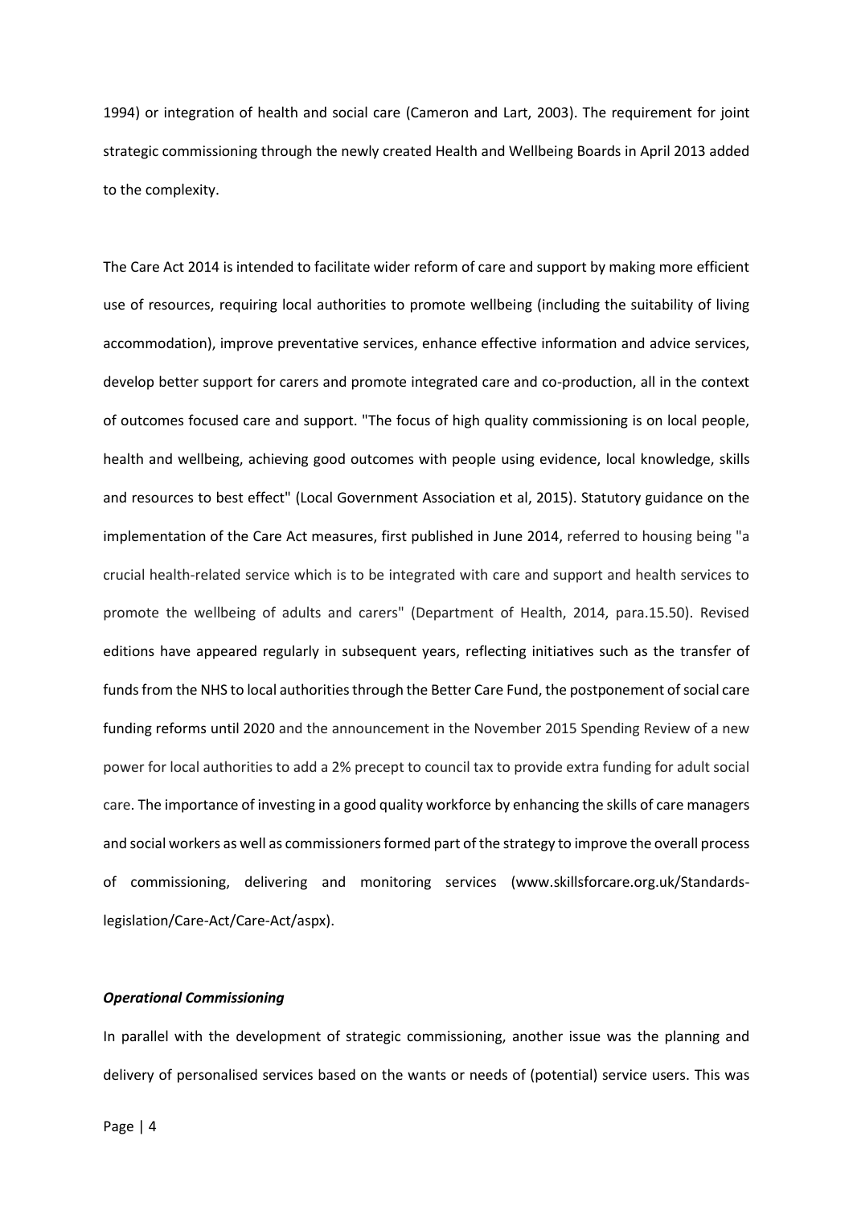1994) or integration of health and social care (Cameron and Lart, 2003). The requirement for joint strategic commissioning through the newly created Health and Wellbeing Boards in April 2013 added to the complexity.

The Care Act 2014 is intended to facilitate wider reform of care and support by making more efficient use of resources, requiring local authorities to promote wellbeing (including the suitability of living accommodation), improve preventative services, enhance effective information and advice services, develop better support for carers and promote integrated care and co-production, all in the context of outcomes focused care and support. "The focus of high quality commissioning is on local people, health and wellbeing, achieving good outcomes with people using evidence, local knowledge, skills and resources to best effect" (Local Government Association et al, 2015). Statutory guidance on the implementation of the Care Act measures, first published in June 2014, referred to housing being "a crucial health-related service which is to be integrated with care and support and health services to promote the wellbeing of adults and carers" (Department of Health, 2014, para.15.50). Revised editions have appeared regularly in subsequent years, reflecting initiatives such as the transfer of funds from the NHS to local authorities through the Better Care Fund, the postponement of social care funding reforms until 2020 and the announcement in the November 2015 Spending Review of a new power for local authorities to add a 2% precept to council tax to provide extra funding for adult social care. The importance of investing in a good quality workforce by enhancing the skills of care managers and social workers as well as commissioners formed part of the strategy to improve the overall process of commissioning, delivering and monitoring services (www.skillsforcare.org.uk/Standards-legislation/Care-Act/Care-Act/aspx).

***Operational Commissioning***

In parallel with the development of strategic commissioning, another issue was the planning and delivery of personalised services based on the wants or needs of (potential) service users. This was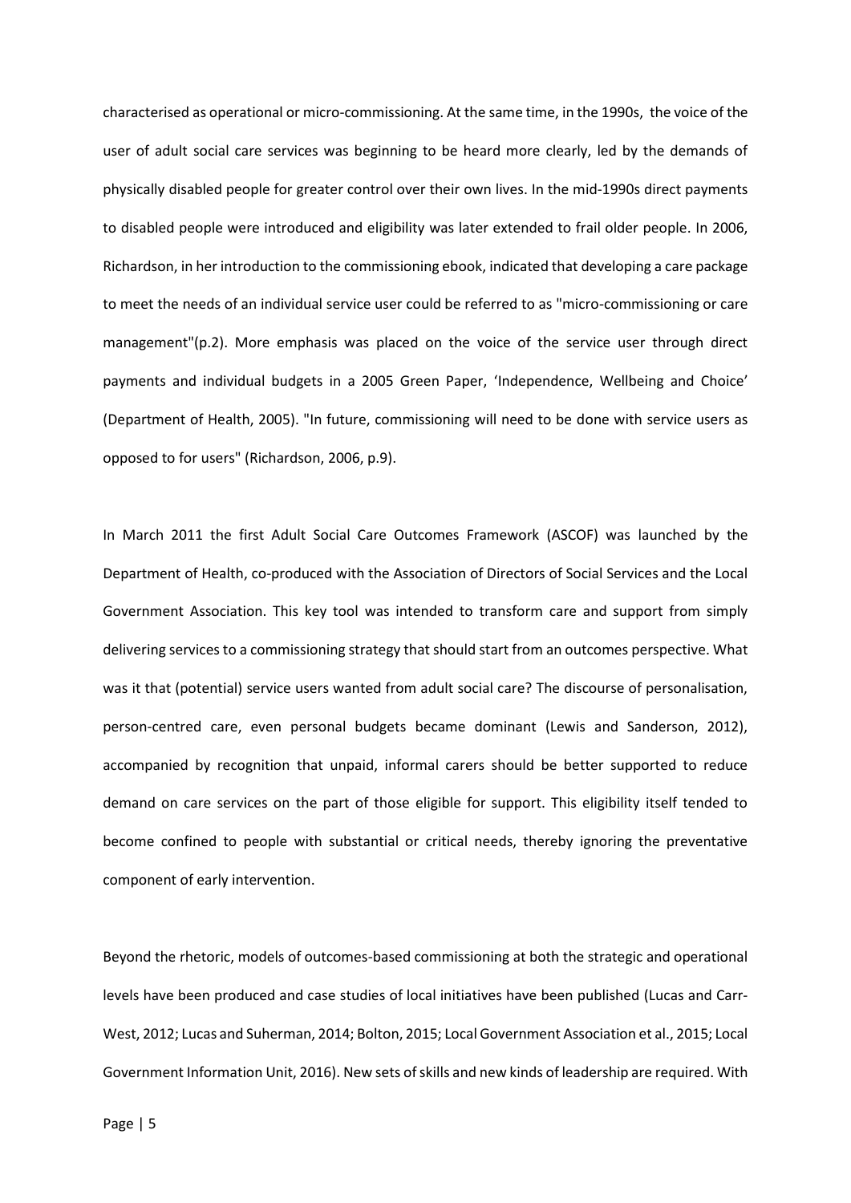characterised as operational or micro-commissioning. At the same time, in the 1990s, the voice of the user of adult social care services was beginning to be heard more clearly, led by the demands of physically disabled people for greater control over their own lives. In the mid-1990s direct payments to disabled people were introduced and eligibility was later extended to frail older people. In 2006, Richardson, in her introduction to the commissioning ebook, indicated that developing a care package to meet the needs of an individual service user could be referred to as "micro-commissioning or care management"(p.2). More emphasis was placed on the voice of the service user through direct payments and individual budgets in a 2005 Green Paper, 'Independence, Wellbeing and Choice' (Department of Health, 2005). "In future, commissioning will need to be done with service users as opposed to for users" (Richardson, 2006, p.9).

In March 2011 the first Adult Social Care Outcomes Framework (ASCOF) was launched by the Department of Health, co-produced with the Association of Directors of Social Services and the Local Government Association. This key tool was intended to transform care and support from simply delivering services to a commissioning strategy that should start from an outcomes perspective. What was it that (potential) service users wanted from adult social care? The discourse of personalisation, person-centred care, even personal budgets became dominant (Lewis and Sanderson, 2012), accompanied by recognition that unpaid, informal carers should be better supported to reduce demand on care services on the part of those eligible for support. This eligibility itself tended to become confined to people with substantial or critical needs, thereby ignoring the preventative component of early intervention.

Beyond the rhetoric, models of outcomes-based commissioning at both the strategic and operational levels have been produced and case studies of local initiatives have been published (Lucas and Carr-West, 2012; Lucas and Suherman, 2014; Bolton, 2015; Local Government Association et al., 2015; Local Government Information Unit, 2016). New sets of skills and new kinds of leadership are required. With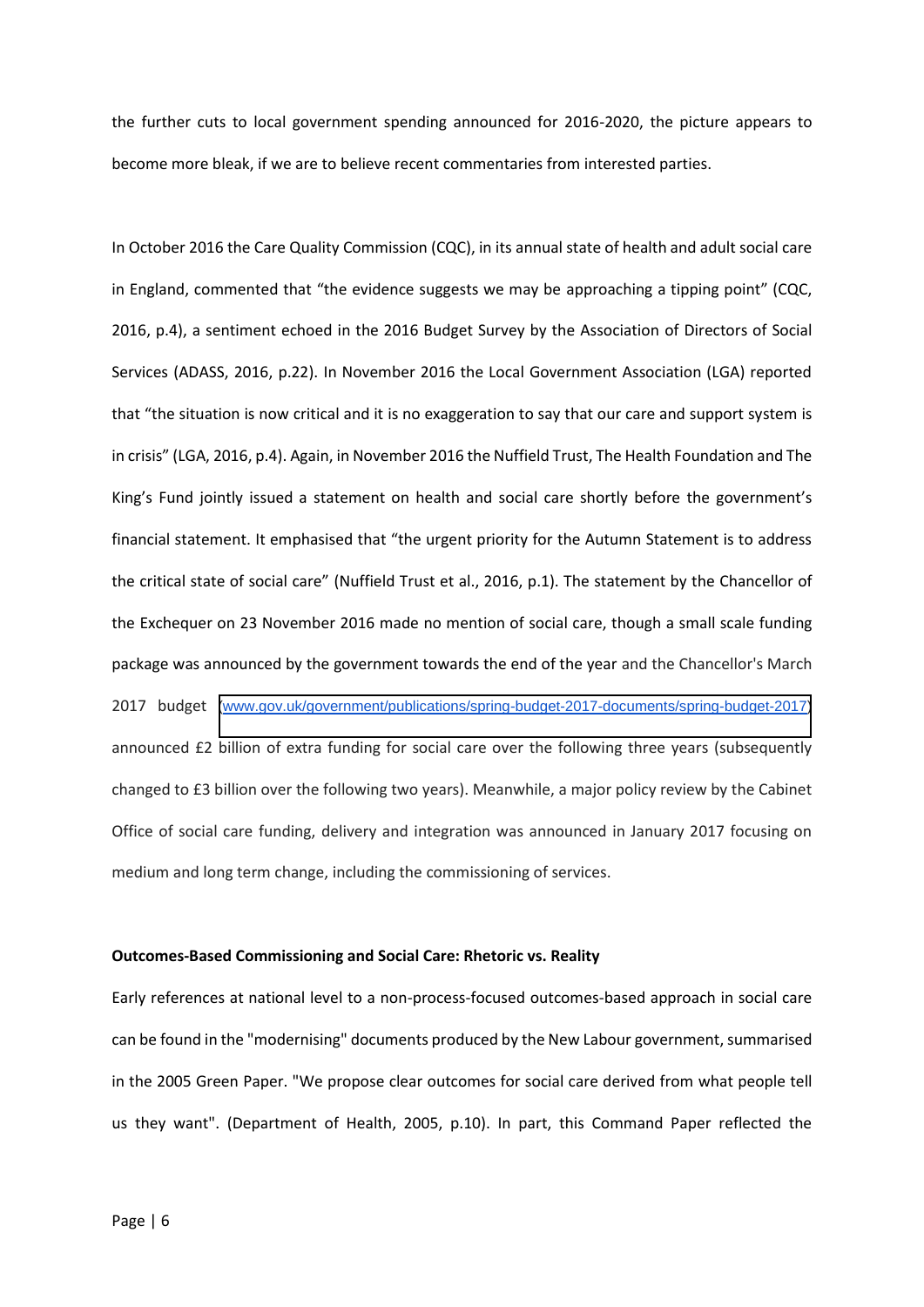the further cuts to local government spending announced for 2016-2020, the picture appears to become more bleak, if we are to believe recent commentaries from interested parties.

In October 2016 the Care Quality Commission (CQC), in its annual state of health and adult social care in England, commented that "the evidence suggests we may be approaching a tipping point" (CQC, 2016, p.4), a sentiment echoed in the 2016 Budget Survey by the Association of Directors of Social Services (ADASS, 2016, p.22). In November 2016 the Local Government Association (LGA) reported that "the situation is now critical and it is no exaggeration to say that our care and support system is in crisis" (LGA, 2016, p.4). Again, in November 2016 the Nuffield Trust, The Health Foundation and The King's Fund jointly issued a statement on health and social care shortly before the government's financial statement. It emphasised that "the urgent priority for the Autumn Statement is to address the critical state of social care" (Nuffield Trust et al., 2016, p.1). The statement by the Chancellor of the Exchequer on 23 November 2016 made no mention of social care, though a small scale funding package was announced by the government towards the end of the year and the Chancellor's March 2017 budget (www.gov.uk/government/publications/spring-budget-2017-documents/spring-budget-2017) announced £2 billion of extra funding for social care over the following three years (subsequently changed to £3 billion over the following two years). Meanwhile, a major policy review by the Cabinet Office of social care funding, delivery and integration was announced in January 2017 focusing on medium and long term change, including the commissioning of services.

**Outcomes-Based Commissioning and Social Care: Rhetoric vs. Reality**

Early references at national level to a non-process-focused outcomes-based approach in social care can be found in the "modernising" documents produced by the New Labour government, summarised in the 2005 Green Paper. "We propose clear outcomes for social care derived from what people tell us they want". (Department of Health, 2005, p.10). In part, this Command Paper reflected the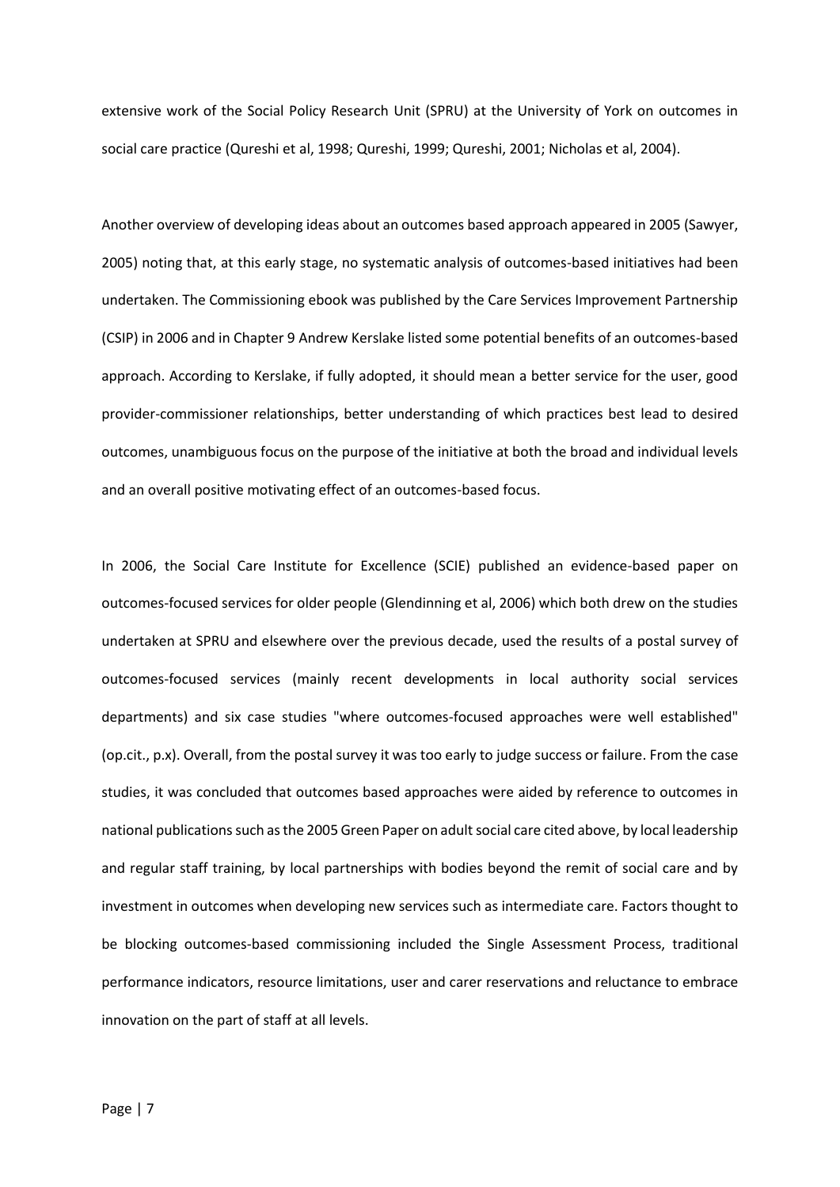extensive work of the Social Policy Research Unit (SPRU) at the University of York on outcomes in social care practice (Qureshi et al, 1998; Qureshi, 1999; Qureshi, 2001; Nicholas et al, 2004).

Another overview of developing ideas about an outcomes based approach appeared in 2005 (Sawyer, 2005) noting that, at this early stage, no systematic analysis of outcomes-based initiatives had been undertaken. The Commissioning ebook was published by the Care Services Improvement Partnership (CSIP) in 2006 and in Chapter 9 Andrew Kerslake listed some potential benefits of an outcomes-based approach. According to Kerslake, if fully adopted, it should mean a better service for the user, good provider-commissioner relationships, better understanding of which practices best lead to desired outcomes, unambiguous focus on the purpose of the initiative at both the broad and individual levels and an overall positive motivating effect of an outcomes-based focus.

In 2006, the Social Care Institute for Excellence (SCIE) published an evidence-based paper on outcomes-focused services for older people (Glendinning et al, 2006) which both drew on the studies undertaken at SPRU and elsewhere over the previous decade, used the results of a postal survey of outcomes-focused services (mainly recent developments in local authority social services departments) and six case studies "where outcomes-focused approaches were well established" (op.cit., p.x). Overall, from the postal survey it was too early to judge success or failure. From the case studies, it was concluded that outcomes based approaches were aided by reference to outcomes in national publications such as the 2005 Green Paper on adult social care cited above, by local leadership and regular staff training, by local partnerships with bodies beyond the remit of social care and by investment in outcomes when developing new services such as intermediate care. Factors thought to be blocking outcomes-based commissioning included the Single Assessment Process, traditional performance indicators, resource limitations, user and carer reservations and reluctance to embrace innovation on the part of staff at all levels.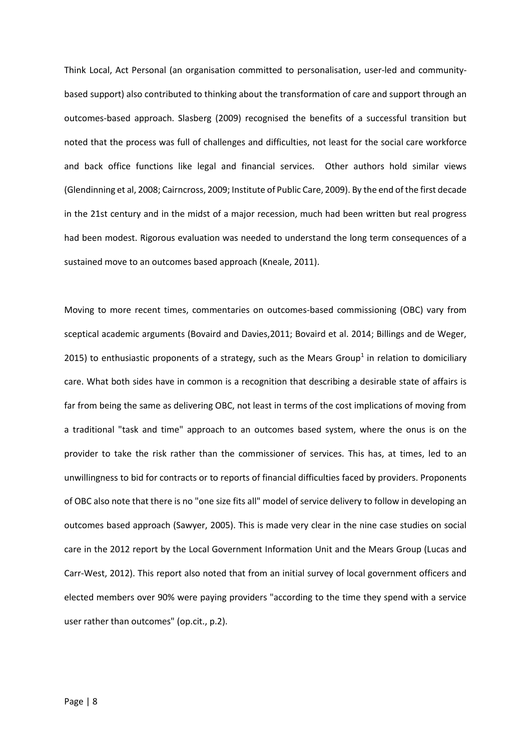Think Local, Act Personal (an organisation committed to personalisation, user-led and community-based support) also contributed to thinking about the transformation of care and support through an outcomes-based approach. Slasberg (2009) recognised the benefits of a successful transition but noted that the process was full of challenges and difficulties, not least for the social care workforce and back office functions like legal and financial services. Other authors hold similar views (Glendinning et al, 2008; Cairncross, 2009; Institute of Public Care, 2009). By the end of the first decade in the 21st century and in the midst of a major recession, much had been written but real progress had been modest. Rigorous evaluation was needed to understand the long term consequences of a sustained move to an outcomes based approach (Kneale, 2011).

Moving to more recent times, commentaries on outcomes-based commissioning (OBC) vary from sceptical academic arguments (Bovaird and Davies,2011; Bovaird et al. 2014; Billings and de Weger, 2015) to enthusiastic proponents of a strategy, such as the Mears Group[1] in relation to domiciliary care. What both sides have in common is a recognition that describing a desirable state of affairs is far from being the same as delivering OBC, not least in terms of the cost implications of moving from a traditional "task and time" approach to an outcomes based system, where the onus is on the provider to take the risk rather than the commissioner of services. This has, at times, led to an unwillingness to bid for contracts or to reports of financial difficulties faced by providers. Proponents of OBC also note that there is no "one size fits all" model of service delivery to follow in developing an outcomes based approach (Sawyer, 2005). This is made very clear in the nine case studies on social care in the 2012 report by the Local Government Information Unit and the Mears Group (Lucas and Carr-West, 2012). This report also noted that from an initial survey of local government officers and elected members over 90% were paying providers "according to the time they spend with a service user rather than outcomes" (op.cit., p.2).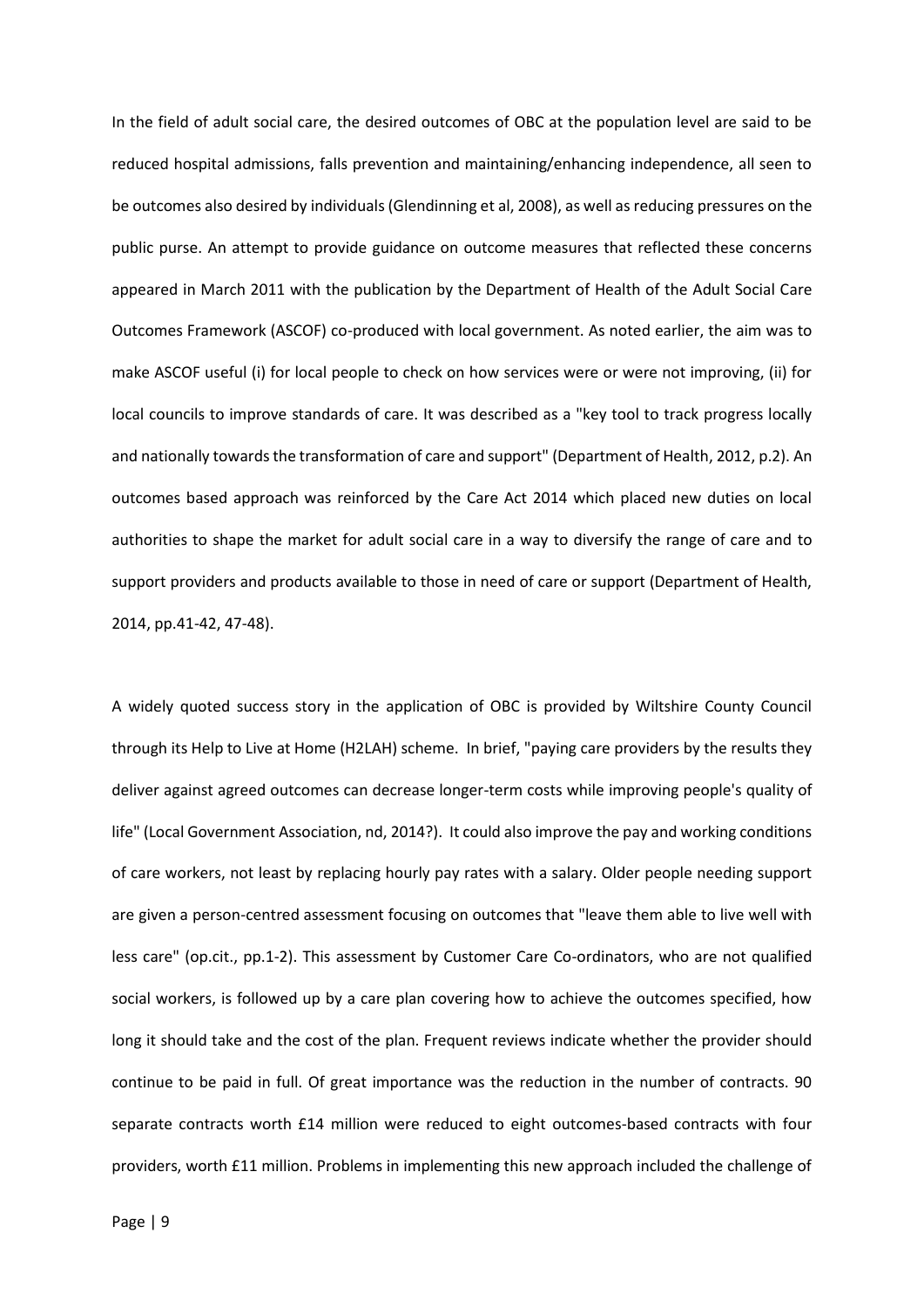In the field of adult social care, the desired outcomes of OBC at the population level are said to be reduced hospital admissions, falls prevention and maintaining/enhancing independence, all seen to be outcomes also desired by individuals (Glendinning et al, 2008), as well as reducing pressures on the public purse. An attempt to provide guidance on outcome measures that reflected these concerns appeared in March 2011 with the publication by the Department of Health of the Adult Social Care Outcomes Framework (ASCOF) co-produced with local government. As noted earlier, the aim was to make ASCOF useful (i) for local people to check on how services were or were not improving, (ii) for local councils to improve standards of care. It was described as a "key tool to track progress locally and nationally towards the transformation of care and support" (Department of Health, 2012, p.2). An outcomes based approach was reinforced by the Care Act 2014 which placed new duties on local authorities to shape the market for adult social care in a way to diversify the range of care and to support providers and products available to those in need of care or support (Department of Health, 2014, pp.41-42, 47-48).

A widely quoted success story in the application of OBC is provided by Wiltshire County Council through its Help to Live at Home (H2LAH) scheme. In brief, "paying care providers by the results they deliver against agreed outcomes can decrease longer-term costs while improving people's quality of life" (Local Government Association, nd, 2014?). It could also improve the pay and working conditions of care workers, not least by replacing hourly pay rates with a salary. Older people needing support are given a person-centred assessment focusing on outcomes that "leave them able to live well with less care" (op.cit., pp.1-2). This assessment by Customer Care Co-ordinators, who are not qualified social workers, is followed up by a care plan covering how to achieve the outcomes specified, how long it should take and the cost of the plan. Frequent reviews indicate whether the provider should continue to be paid in full. Of great importance was the reduction in the number of contracts. 90 separate contracts worth £14 million were reduced to eight outcomes-based contracts with four providers, worth £11 million. Problems in implementing this new approach included the challenge of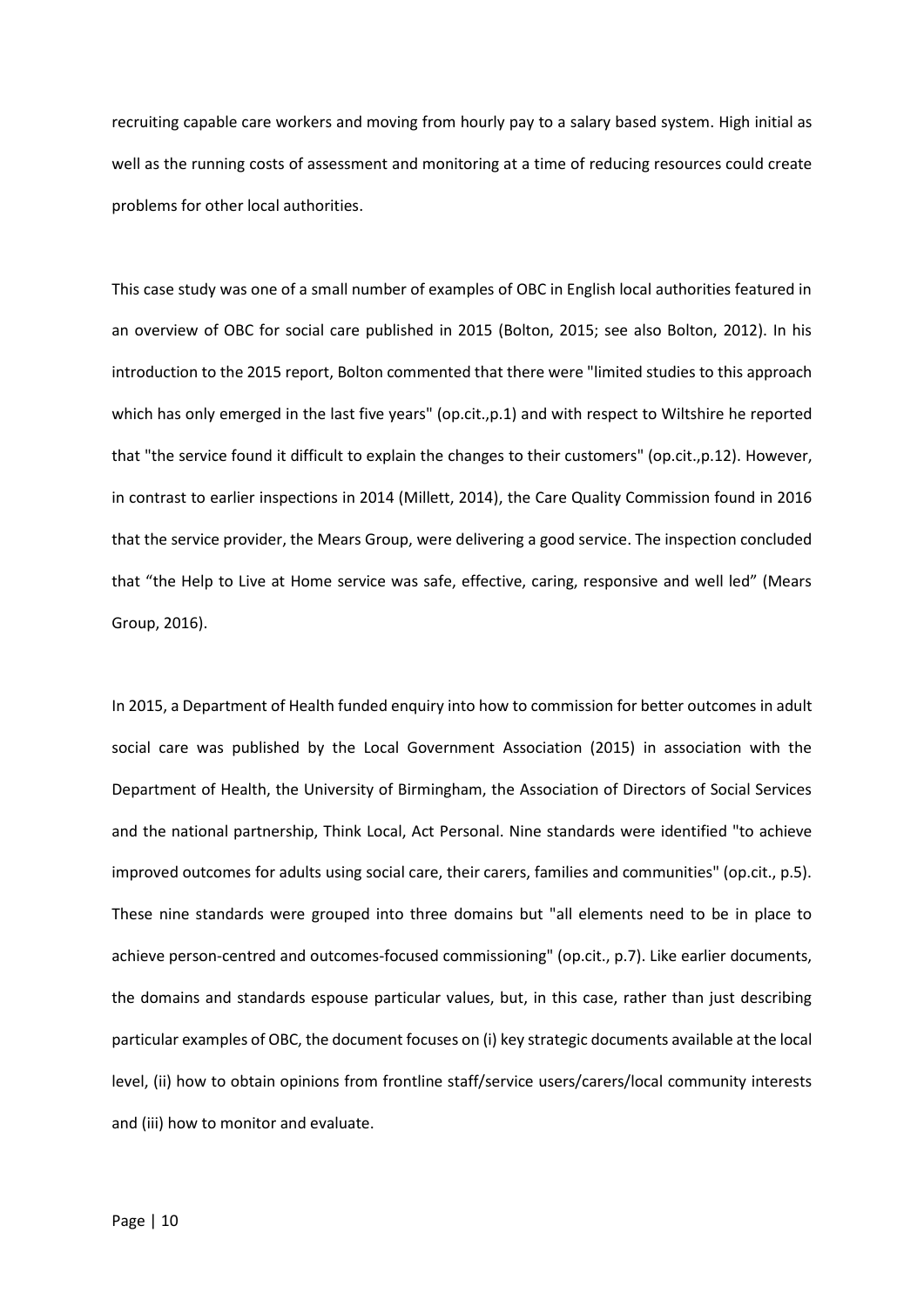recruiting capable care workers and moving from hourly pay to a salary based system. High initial as well as the running costs of assessment and monitoring at a time of reducing resources could create problems for other local authorities.

This case study was one of a small number of examples of OBC in English local authorities featured in an overview of OBC for social care published in 2015 (Bolton, 2015; see also Bolton, 2012). In his introduction to the 2015 report, Bolton commented that there were "limited studies to this approach which has only emerged in the last five years" (op.cit.,p.1) and with respect to Wiltshire he reported that "the service found it difficult to explain the changes to their customers" (op.cit.,p.12). However, in contrast to earlier inspections in 2014 (Millett, 2014), the Care Quality Commission found in 2016 that the service provider, the Mears Group, were delivering a good service. The inspection concluded that "the Help to Live at Home service was safe, effective, caring, responsive and well led" (Mears Group, 2016).

In 2015, a Department of Health funded enquiry into how to commission for better outcomes in adult social care was published by the Local Government Association (2015) in association with the Department of Health, the University of Birmingham, the Association of Directors of Social Services and the national partnership, Think Local, Act Personal. Nine standards were identified "to achieve improved outcomes for adults using social care, their carers, families and communities" (op.cit., p.5). These nine standards were grouped into three domains but "all elements need to be in place to achieve person-centred and outcomes-focused commissioning" (op.cit., p.7). Like earlier documents, the domains and standards espouse particular values, but, in this case, rather than just describing particular examples of OBC, the document focuses on (i) key strategic documents available at the local level, (ii) how to obtain opinions from frontline staff/service users/carers/local community interests and (iii) how to monitor and evaluate.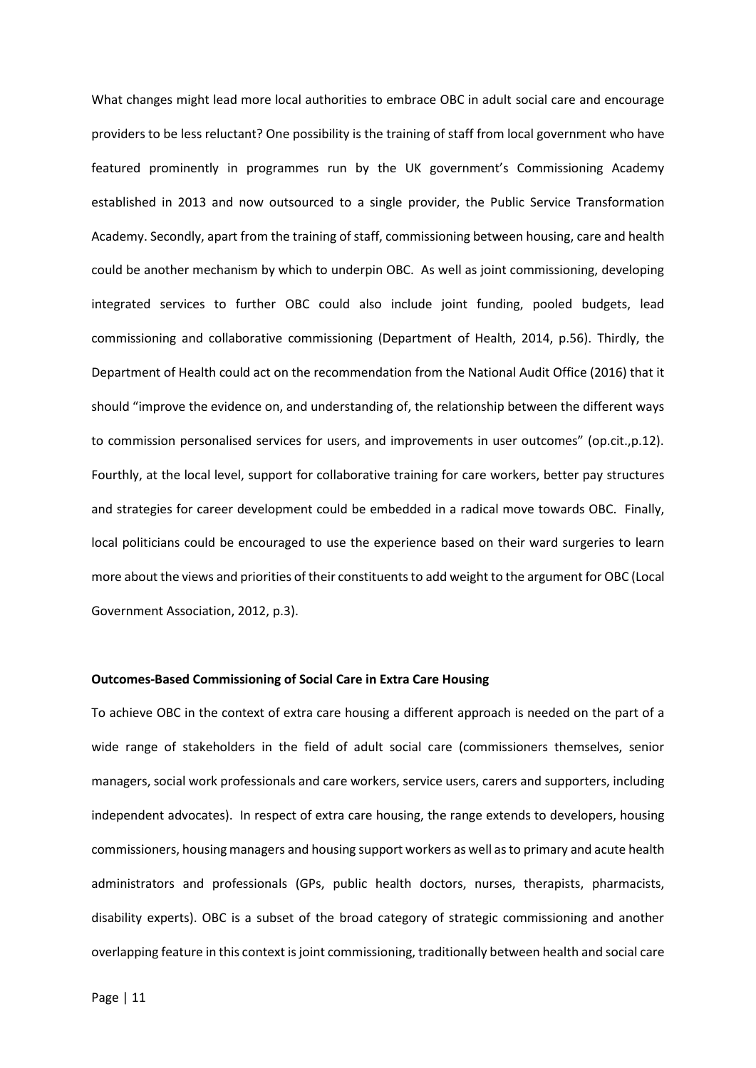What changes might lead more local authorities to embrace OBC in adult social care and encourage providers to be less reluctant? One possibility is the training of staff from local government who have featured prominently in programmes run by the UK government's Commissioning Academy established in 2013 and now outsourced to a single provider, the Public Service Transformation Academy. Secondly, apart from the training of staff, commissioning between housing, care and health could be another mechanism by which to underpin OBC. As well as joint commissioning, developing integrated services to further OBC could also include joint funding, pooled budgets, lead commissioning and collaborative commissioning (Department of Health, 2014, p.56). Thirdly, the Department of Health could act on the recommendation from the National Audit Office (2016) that it should "improve the evidence on, and understanding of, the relationship between the different ways to commission personalised services for users, and improvements in user outcomes" (op.cit.,p.12). Fourthly, at the local level, support for collaborative training for care workers, better pay structures and strategies for career development could be embedded in a radical move towards OBC. Finally, local politicians could be encouraged to use the experience based on their ward surgeries to learn more about the views and priorities of their constituents to add weight to the argument for OBC (Local Government Association, 2012, p.3).

**Outcomes-Based Commissioning of Social Care in Extra Care Housing**

To achieve OBC in the context of extra care housing a different approach is needed on the part of a wide range of stakeholders in the field of adult social care (commissioners themselves, senior managers, social work professionals and care workers, service users, carers and supporters, including independent advocates). In respect of extra care housing, the range extends to developers, housing commissioners, housing managers and housing support workers as well as to primary and acute health administrators and professionals (GPs, public health doctors, nurses, therapists, pharmacists, disability experts). OBC is a subset of the broad category of strategic commissioning and another overlapping feature in this context is joint commissioning, traditionally between health and social care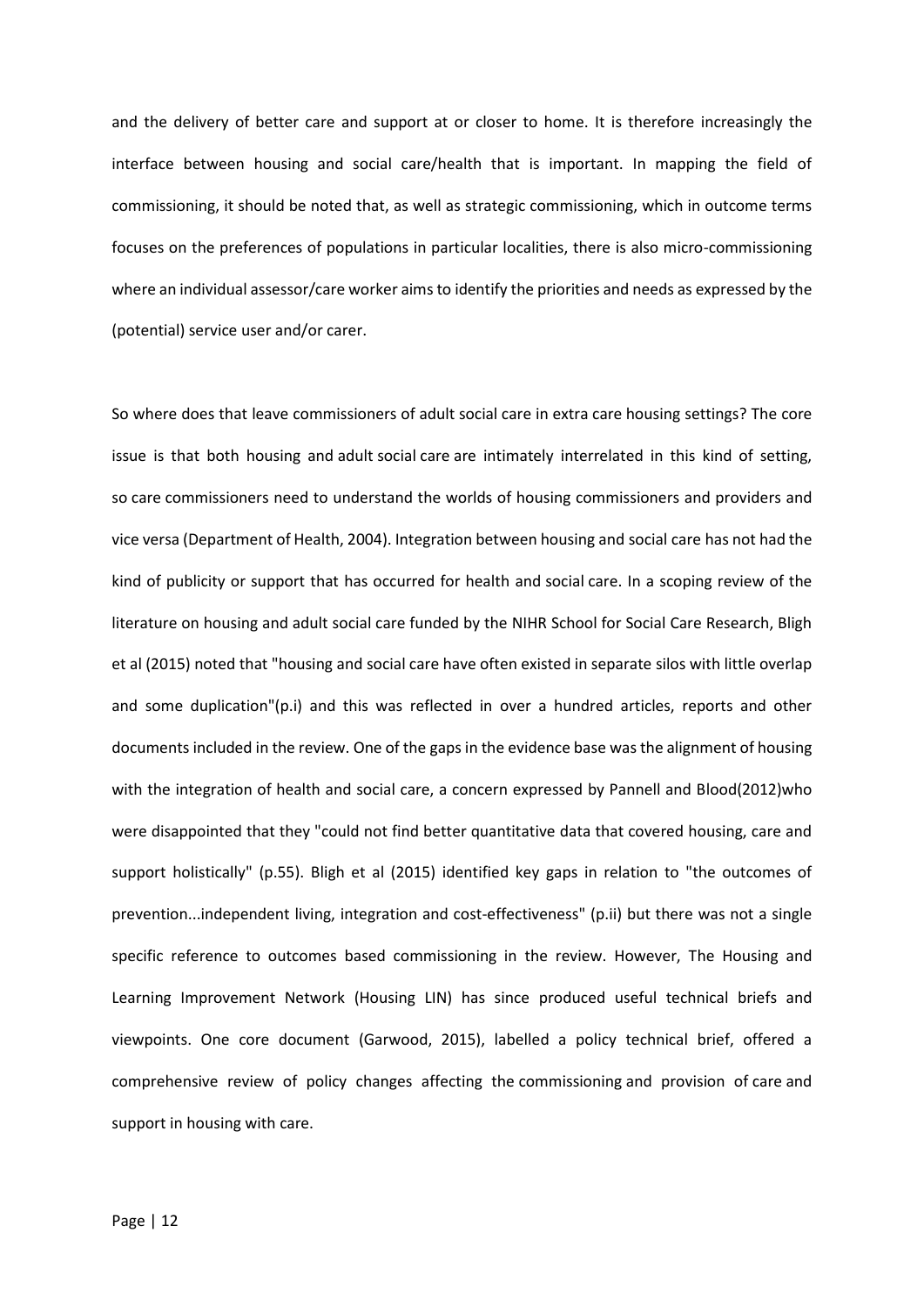and the delivery of better care and support at or closer to home. It is therefore increasingly the interface between housing and social care/health that is important. In mapping the field of commissioning, it should be noted that, as well as strategic commissioning, which in outcome terms focuses on the preferences of populations in particular localities, there is also micro-commissioning where an individual assessor/care worker aims to identify the priorities and needs as expressed by the (potential) service user and/or carer.

So where does that leave commissioners of adult social care in extra care housing settings? The core issue is that both housing and adult social care are intimately interrelated in this kind of setting, so care commissioners need to understand the worlds of housing commissioners and providers and vice versa (Department of Health, 2004). Integration between housing and social care has not had the kind of publicity or support that has occurred for health and social care. In a scoping review of the literature on housing and adult social care funded by the NIHR School for Social Care Research, Bligh et al (2015) noted that "housing and social care have often existed in separate silos with little overlap and some duplication"(p.i) and this was reflected in over a hundred articles, reports and other documents included in the review. One of the gaps in the evidence base was the alignment of housing with the integration of health and social care, a concern expressed by Pannell and Blood(2012)who were disappointed that they "could not find better quantitative data that covered housing, care and support holistically" (p.55). Bligh et al (2015) identified key gaps in relation to "the outcomes of prevention...independent living, integration and cost-effectiveness" (p.ii) but there was not a single specific reference to outcomes based commissioning in the review. However, The Housing and Learning Improvement Network (Housing LIN) has since produced useful technical briefs and viewpoints. One core document (Garwood, 2015), labelled a policy technical brief, offered a comprehensive review of policy changes affecting the commissioning and provision of care and support in housing with care.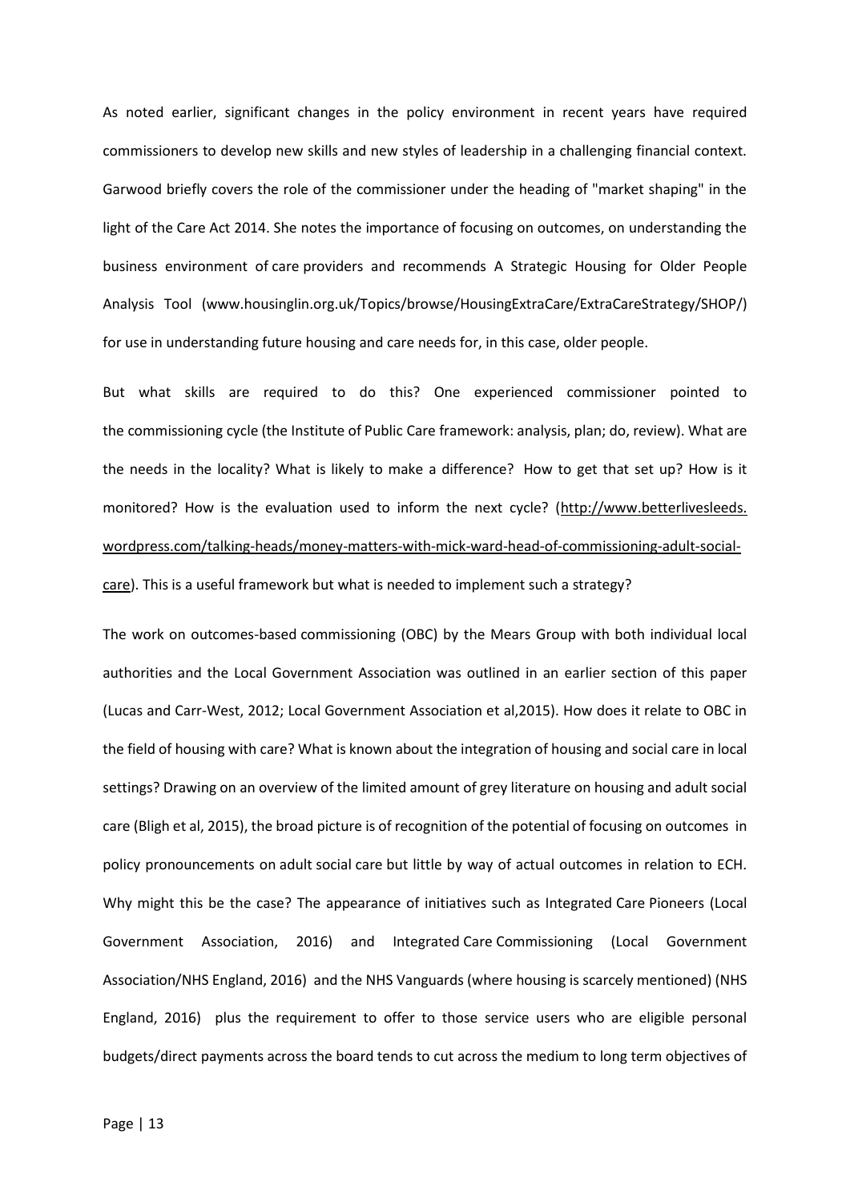As noted earlier, significant changes in the policy environment in recent years have required commissioners to develop new skills and new styles of leadership in a challenging financial context. Garwood briefly covers the role of the commissioner under the heading of "market shaping" in the light of the Care Act 2014. She notes the importance of focusing on outcomes, on understanding the business environment of care providers and recommends A Strategic Housing for Older People Analysis Tool (www.housinglin.org.uk/Topics/browse/HousingExtraCare/ExtraCareStrategy/SHOP/) for use in understanding future housing and care needs for, in this case, older people.

But what skills are required to do this? One experienced commissioner pointed to the commissioning cycle (the Institute of Public Care framework: analysis, plan; do, review). What are the needs in the locality? What is likely to make a difference? How to get that set up? How is it monitored? How is the evaluation used to inform the next cycle? (http://www.betterlivesleeds.wordpress.com/talking-heads/money-matters-with-mick-ward-head-of-commissioning-adult-social-care). This is a useful framework but what is needed to implement such a strategy?

The work on outcomes-based commissioning (OBC) by the Mears Group with both individual local authorities and the Local Government Association was outlined in an earlier section of this paper (Lucas and Carr-West, 2012; Local Government Association et al,2015). How does it relate to OBC in the field of housing with care? What is known about the integration of housing and social care in local settings? Drawing on an overview of the limited amount of grey literature on housing and adult social care (Bligh et al, 2015), the broad picture is of recognition of the potential of focusing on outcomes in policy pronouncements on adult social care but little by way of actual outcomes in relation to ECH. Why might this be the case? The appearance of initiatives such as Integrated Care Pioneers (Local Government Association, 2016) and Integrated Care Commissioning (Local Government Association/NHS England, 2016) and the NHS Vanguards (where housing is scarcely mentioned) (NHS England, 2016) plus the requirement to offer to those service users who are eligible personal budgets/direct payments across the board tends to cut across the medium to long term objectives of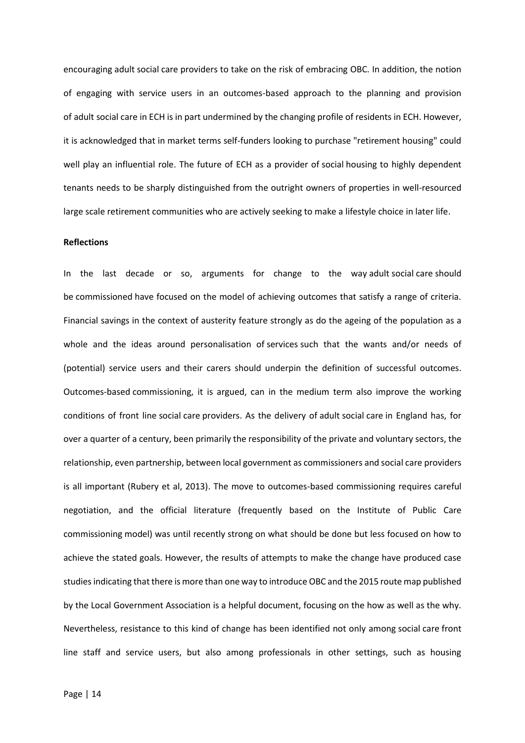encouraging adult social care providers to take on the risk of embracing OBC. In addition, the notion of engaging with service users in an outcomes-based approach to the planning and provision of adult social care in ECH is in part undermined by the changing profile of residents in ECH. However, it is acknowledged that in market terms self-funders looking to purchase "retirement housing" could well play an influential role. The future of ECH as a provider of social housing to highly dependent tenants needs to be sharply distinguished from the outright owners of properties in well-resourced large scale retirement communities who are actively seeking to make a lifestyle choice in later life.

**Reflections**

In the last decade or so, arguments for change to the way adult social care should be commissioned have focused on the model of achieving outcomes that satisfy a range of criteria. Financial savings in the context of austerity feature strongly as do the ageing of the population as a whole and the ideas around personalisation of services such that the wants and/or needs of (potential) service users and their carers should underpin the definition of successful outcomes. Outcomes-based commissioning, it is argued, can in the medium term also improve the working conditions of front line social care providers. As the delivery of adult social care in England has, for over a quarter of a century, been primarily the responsibility of the private and voluntary sectors, the relationship, even partnership, between local government as commissioners and social care providers is all important (Rubery et al, 2013). The move to outcomes-based commissioning requires careful negotiation, and the official literature (frequently based on the Institute of Public Care commissioning model) was until recently strong on what should be done but less focused on how to achieve the stated goals. However, the results of attempts to make the change have produced case studies indicating that there is more than one way to introduce OBC and the 2015 route map published by the Local Government Association is a helpful document, focusing on the how as well as the why. Nevertheless, resistance to this kind of change has been identified not only among social care front line staff and service users, but also among professionals in other settings, such as housing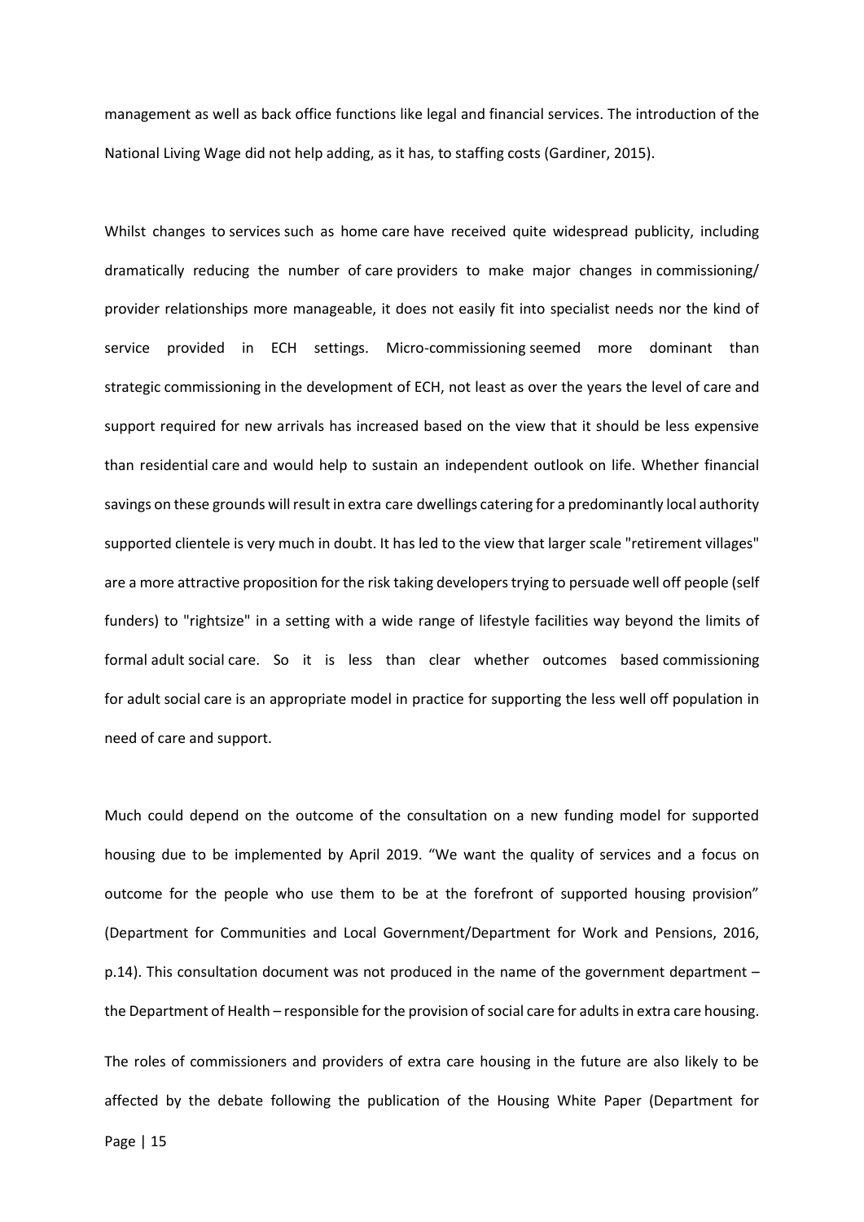management as well as back office functions like legal and financial services. The introduction of the National Living Wage did not help adding, as it has, to staffing costs (Gardiner, 2015).

Whilst changes to services such as home care have received quite widespread publicity, including dramatically reducing the number of care providers to make major changes in commissioning/ provider relationships more manageable, it does not easily fit into specialist needs nor the kind of service provided in ECH settings. Micro-commissioning seemed more dominant than strategic commissioning in the development of ECH, not least as over the years the level of care and support required for new arrivals has increased based on the view that it should be less expensive than residential care and would help to sustain an independent outlook on life. Whether financial savings on these grounds will result in extra care dwellings catering for a predominantly local authority supported clientele is very much in doubt. It has led to the view that larger scale "retirement villages" are a more attractive proposition for the risk taking developers trying to persuade well off people (self funders) to "rightsize" in a setting with a wide range of lifestyle facilities way beyond the limits of formal adult social care. So it is less than clear whether outcomes based commissioning for adult social care is an appropriate model in practice for supporting the less well off population in need of care and support.

Much could depend on the outcome of the consultation on a new funding model for supported housing due to be implemented by April 2019. "We want the quality of services and a focus on outcome for the people who use them to be at the forefront of supported housing provision" (Department for Communities and Local Government/Department for Work and Pensions, 2016, p.14). This consultation document was not produced in the name of the government department – the Department of Health – responsible for the provision of social care for adults in extra care housing.

The roles of commissioners and providers of extra care housing in the future are also likely to be affected by the debate following the publication of the Housing White Paper (Department for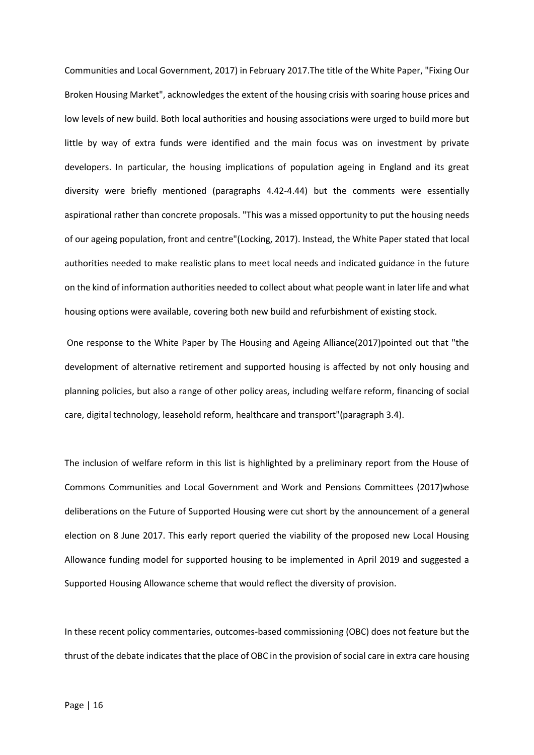Communities and Local Government, 2017) in February 2017.The title of the White Paper, "Fixing Our Broken Housing Market", acknowledges the extent of the housing crisis with soaring house prices and low levels of new build. Both local authorities and housing associations were urged to build more but little by way of extra funds were identified and the main focus was on investment by private developers. In particular, the housing implications of population ageing in England and its great diversity were briefly mentioned (paragraphs 4.42-4.44) but the comments were essentially aspirational rather than concrete proposals. "This was a missed opportunity to put the housing needs of our ageing population, front and centre"(Locking, 2017). Instead, the White Paper stated that local authorities needed to make realistic plans to meet local needs and indicated guidance in the future on the kind of information authorities needed to collect about what people want in later life and what housing options were available, covering both new build and refurbishment of existing stock.

One response to the White Paper by The Housing and Ageing Alliance(2017)pointed out that "the development of alternative retirement and supported housing is affected by not only housing and planning policies, but also a range of other policy areas, including welfare reform, financing of social care, digital technology, leasehold reform, healthcare and transport"(paragraph 3.4).

The inclusion of welfare reform in this list is highlighted by a preliminary report from the House of Commons Communities and Local Government and Work and Pensions Committees (2017)whose deliberations on the Future of Supported Housing were cut short by the announcement of a general election on 8 June 2017. This early report queried the viability of the proposed new Local Housing Allowance funding model for supported housing to be implemented in April 2019 and suggested a Supported Housing Allowance scheme that would reflect the diversity of provision.

In these recent policy commentaries, outcomes-based commissioning (OBC) does not feature but the thrust of the debate indicates that the place of OBC in the provision of social care in extra care housing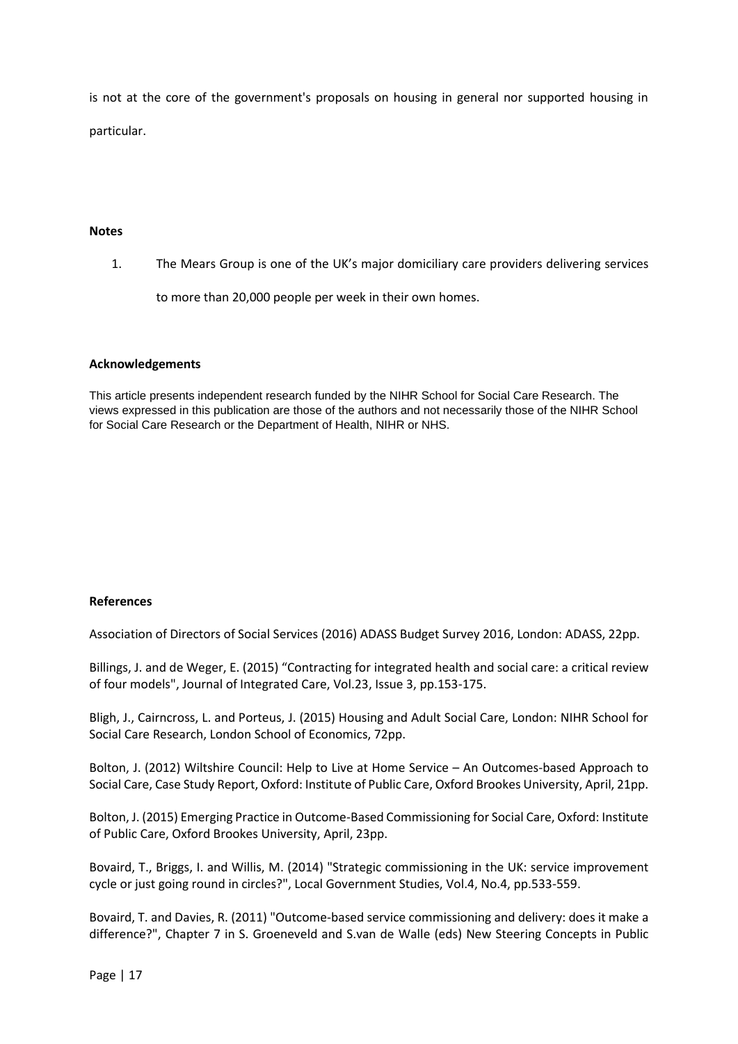is not at the core of the government's proposals on housing in general nor supported housing in particular.

## Notes

1. The Mears Group is one of the UK's major domiciliary care providers delivering services to more than 20,000 people per week in their own homes.

## Acknowledgements

This article presents independent research funded by the NIHR School for Social Care Research. The views expressed in this publication are those of the authors and not necessarily those of the NIHR School for Social Care Research or the Department of Health, NIHR or NHS.

## References

Association of Directors of Social Services (2016) ADASS Budget Survey 2016, London: ADASS, 22pp.

Billings, J. and de Weger, E. (2015) "Contracting for integrated health and social care: a critical review of four models", Journal of Integrated Care, Vol.23, Issue 3, pp.153-175.

Bligh, J., Cairncross, L. and Porteus, J. (2015) Housing and Adult Social Care, London: NIHR School for Social Care Research, London School of Economics, 72pp.

Bolton, J. (2012) Wiltshire Council: Help to Live at Home Service – An Outcomes-based Approach to Social Care, Case Study Report, Oxford: Institute of Public Care, Oxford Brookes University, April, 21pp.

Bolton, J. (2015) Emerging Practice in Outcome-Based Commissioning for Social Care, Oxford: Institute of Public Care, Oxford Brookes University, April, 23pp.

Bovaird, T., Briggs, I. and Willis, M. (2014) "Strategic commissioning in the UK: service improvement cycle or just going round in circles?", Local Government Studies, Vol.4, No.4, pp.533-559.

Bovaird, T. and Davies, R. (2011) "Outcome-based service commissioning and delivery: does it make a difference?", Chapter 7 in S. Groeneveld and S.van de Walle (eds) New Steering Concepts in Public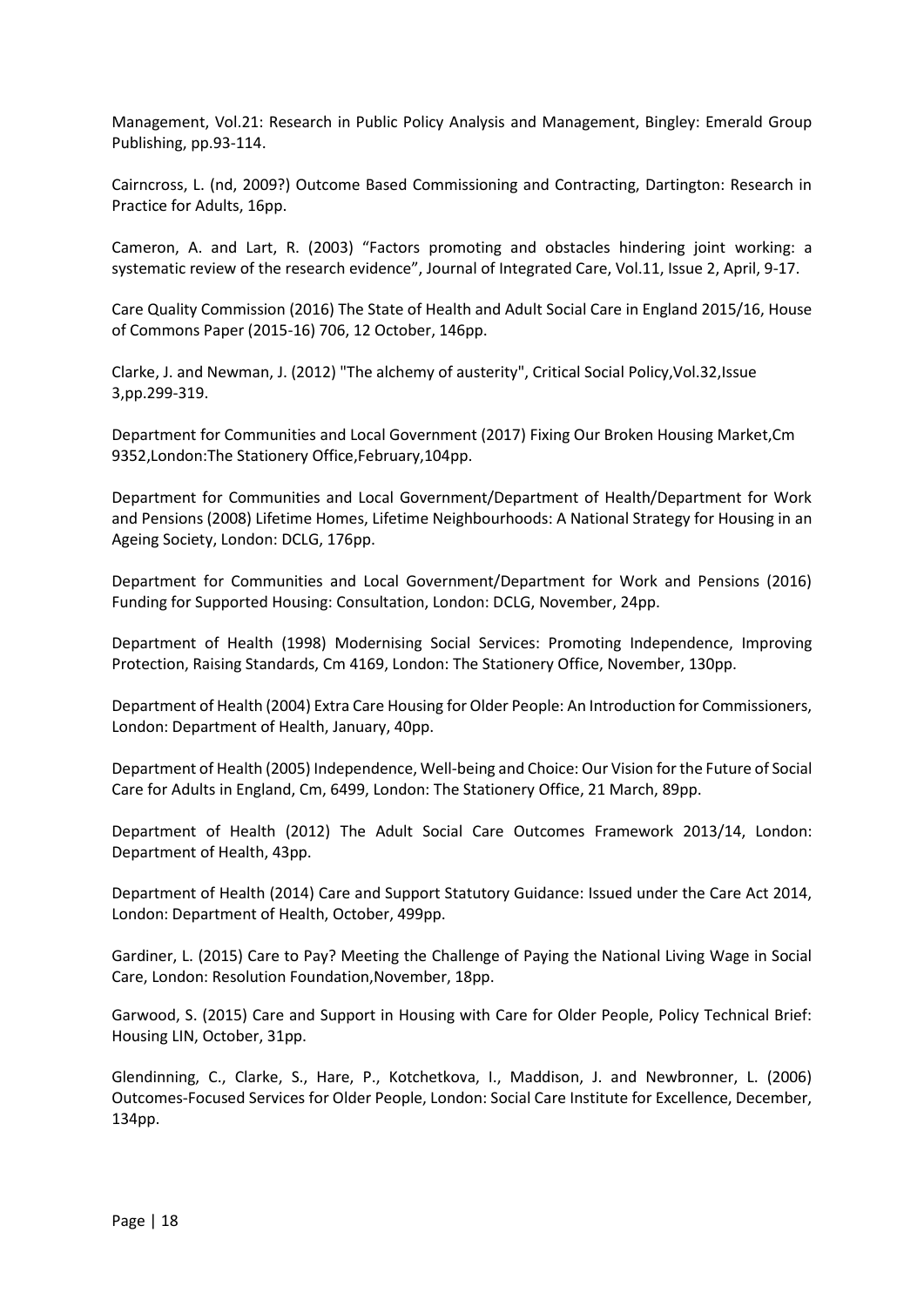Management, Vol.21: Research in Public Policy Analysis and Management, Bingley: Emerald Group Publishing, pp.93-114.

Cairncross, L. (nd, 2009?) Outcome Based Commissioning and Contracting, Dartington: Research in Practice for Adults, 16pp.

Cameron, A. and Lart, R. (2003) "Factors promoting and obstacles hindering joint working: a systematic review of the research evidence", Journal of Integrated Care, Vol.11, Issue 2, April, 9-17.

Care Quality Commission (2016) The State of Health and Adult Social Care in England 2015/16, House of Commons Paper (2015-16) 706, 12 October, 146pp.

Clarke, J. and Newman, J. (2012) "The alchemy of austerity", Critical Social Policy,Vol.32,Issue 3,pp.299-319.

Department for Communities and Local Government (2017) Fixing Our Broken Housing Market,Cm 9352,London:The Stationery Office,February,104pp.

Department for Communities and Local Government/Department of Health/Department for Work and Pensions (2008) Lifetime Homes, Lifetime Neighbourhoods: A National Strategy for Housing in an Ageing Society, London: DCLG, 176pp.

Department for Communities and Local Government/Department for Work and Pensions (2016) Funding for Supported Housing: Consultation, London: DCLG, November, 24pp.

Department of Health (1998) Modernising Social Services: Promoting Independence, Improving Protection, Raising Standards, Cm 4169, London: The Stationery Office, November, 130pp.

Department of Health (2004) Extra Care Housing for Older People: An Introduction for Commissioners, London: Department of Health, January, 40pp.

Department of Health (2005) Independence, Well-being and Choice: Our Vision for the Future of Social Care for Adults in England, Cm, 6499, London: The Stationery Office, 21 March, 89pp.

Department of Health (2012) The Adult Social Care Outcomes Framework 2013/14, London: Department of Health, 43pp.

Department of Health (2014) Care and Support Statutory Guidance: Issued under the Care Act 2014, London: Department of Health, October, 499pp.

Gardiner, L. (2015) Care to Pay? Meeting the Challenge of Paying the National Living Wage in Social Care, London: Resolution Foundation,November, 18pp.

Garwood, S. (2015) Care and Support in Housing with Care for Older People, Policy Technical Brief: Housing LIN, October, 31pp.

Glendinning, C., Clarke, S., Hare, P., Kotchetkova, I., Maddison, J. and Newbronner, L. (2006) Outcomes-Focused Services for Older People, London: Social Care Institute for Excellence, December, 134pp.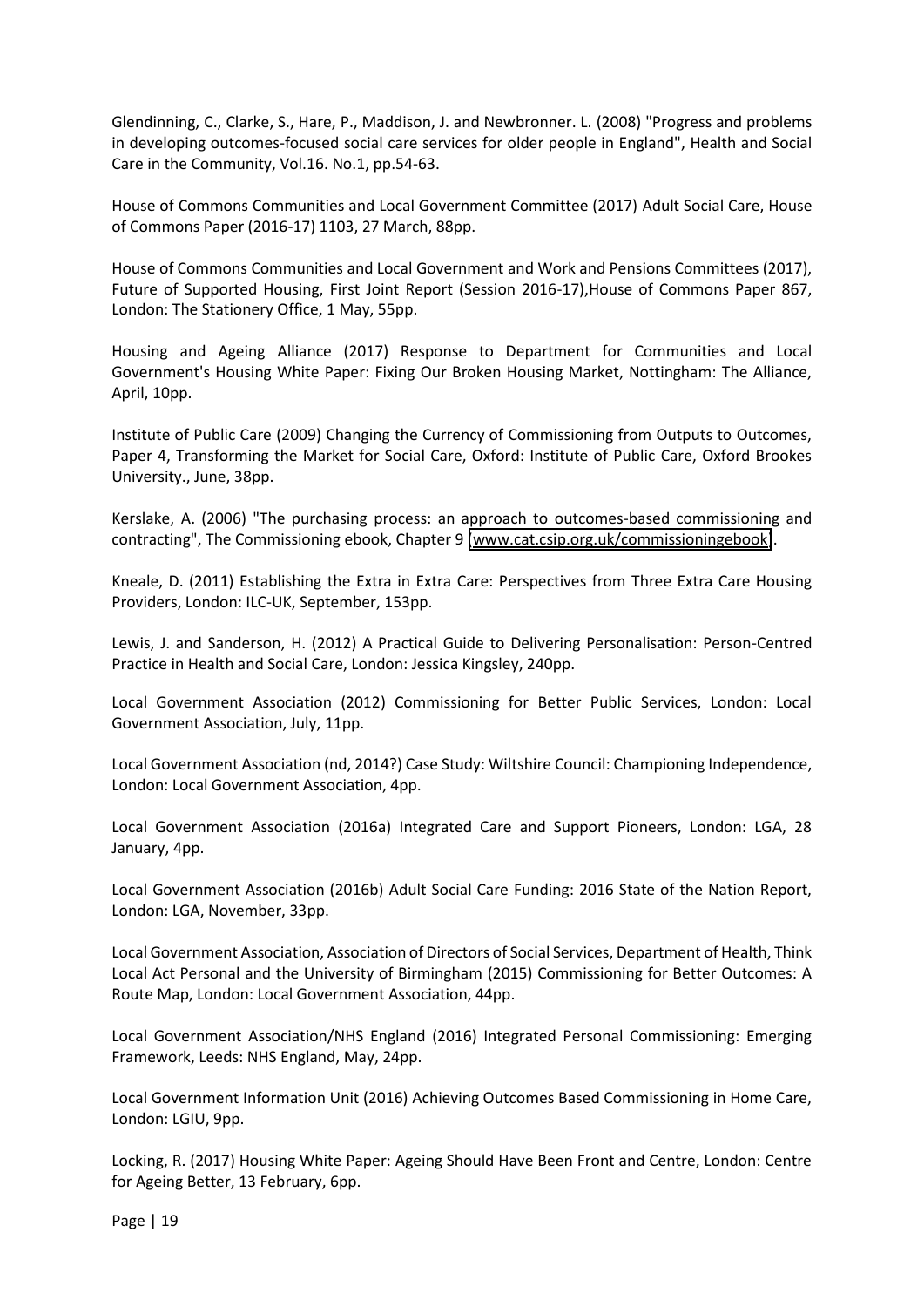Glendinning, C., Clarke, S., Hare, P., Maddison, J. and Newbronner. L. (2008) "Progress and problems in developing outcomes-focused social care services for older people in England", Health and Social Care in the Community, Vol.16. No.1, pp.54-63.

House of Commons Communities and Local Government Committee (2017) Adult Social Care, House of Commons Paper (2016-17) 1103, 27 March, 88pp.

House of Commons Communities and Local Government and Work and Pensions Committees (2017), Future of Supported Housing, First Joint Report (Session 2016-17),House of Commons Paper 867, London: The Stationery Office, 1 May, 55pp.

Housing and Ageing Alliance (2017) Response to Department for Communities and Local Government's Housing White Paper: Fixing Our Broken Housing Market, Nottingham: The Alliance, April, 10pp.

Institute of Public Care (2009) Changing the Currency of Commissioning from Outputs to Outcomes, Paper 4, Transforming the Market for Social Care, Oxford: Institute of Public Care, Oxford Brookes University., June, 38pp.

Kerslake, A. (2006) "The purchasing process: an approach to outcomes-based commissioning and contracting", The Commissioning ebook, Chapter 9 [www.cat.csip.org.uk/commissioningebook].

Kneale, D. (2011) Establishing the Extra in Extra Care: Perspectives from Three Extra Care Housing Providers, London: ILC-UK, September, 153pp.

Lewis, J. and Sanderson, H. (2012) A Practical Guide to Delivering Personalisation: Person-Centred Practice in Health and Social Care, London: Jessica Kingsley, 240pp.

Local Government Association (2012) Commissioning for Better Public Services, London: Local Government Association, July, 11pp.

Local Government Association (nd, 2014?) Case Study: Wiltshire Council: Championing Independence, London: Local Government Association, 4pp.

Local Government Association (2016a) Integrated Care and Support Pioneers, London: LGA, 28 January, 4pp.

Local Government Association (2016b) Adult Social Care Funding: 2016 State of the Nation Report, London: LGA, November, 33pp.

Local Government Association, Association of Directors of Social Services, Department of Health, Think Local Act Personal and the University of Birmingham (2015) Commissioning for Better Outcomes: A Route Map, London: Local Government Association, 44pp.

Local Government Association/NHS England (2016) Integrated Personal Commissioning: Emerging Framework, Leeds: NHS England, May, 24pp.

Local Government Information Unit (2016) Achieving Outcomes Based Commissioning in Home Care, London: LGIU, 9pp.

Locking, R. (2017) Housing White Paper: Ageing Should Have Been Front and Centre, London: Centre for Ageing Better, 13 February, 6pp.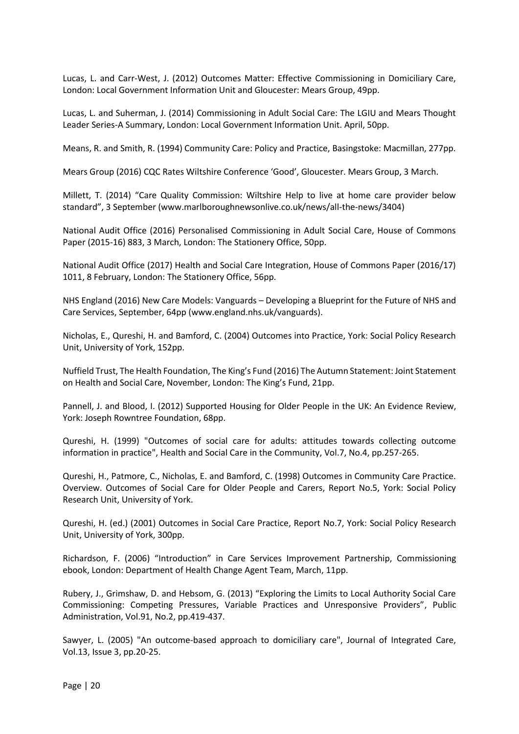Lucas, L. and Carr-West, J. (2012) Outcomes Matter: Effective Commissioning in Domiciliary Care, London: Local Government Information Unit and Gloucester: Mears Group, 49pp.

Lucas, L. and Suherman, J. (2014) Commissioning in Adult Social Care: The LGIU and Mears Thought Leader Series-A Summary, London: Local Government Information Unit. April, 50pp.

Means, R. and Smith, R. (1994) Community Care: Policy and Practice, Basingstoke: Macmillan, 277pp.

Mears Group (2016) CQC Rates Wiltshire Conference 'Good', Gloucester. Mears Group, 3 March.

Millett, T. (2014) "Care Quality Commission: Wiltshire Help to live at home care provider below standard", 3 September (www.marlboroughnewsonlive.co.uk/news/all-the-news/3404)

National Audit Office (2016) Personalised Commissioning in Adult Social Care, House of Commons Paper (2015-16) 883, 3 March, London: The Stationery Office, 50pp.

National Audit Office (2017) Health and Social Care Integration, House of Commons Paper (2016/17) 1011, 8 February, London: The Stationery Office, 56pp.

NHS England (2016) New Care Models: Vanguards – Developing a Blueprint for the Future of NHS and Care Services, September, 64pp (www.england.nhs.uk/vanguards).

Nicholas, E., Qureshi, H. and Bamford, C. (2004) Outcomes into Practice, York: Social Policy Research Unit, University of York, 152pp.

Nuffield Trust, The Health Foundation, The King's Fund (2016) The Autumn Statement: Joint Statement on Health and Social Care, November, London: The King's Fund, 21pp.

Pannell, J. and Blood, I. (2012) Supported Housing for Older People in the UK: An Evidence Review, York: Joseph Rowntree Foundation, 68pp.

Qureshi, H. (1999) "Outcomes of social care for adults: attitudes towards collecting outcome information in practice", Health and Social Care in the Community, Vol.7, No.4, pp.257-265.

Qureshi, H., Patmore, C., Nicholas, E. and Bamford, C. (1998) Outcomes in Community Care Practice. Overview. Outcomes of Social Care for Older People and Carers, Report No.5, York: Social Policy Research Unit, University of York.

Qureshi, H. (ed.) (2001) Outcomes in Social Care Practice, Report No.7, York: Social Policy Research Unit, University of York, 300pp.

Richardson, F. (2006) "Introduction" in Care Services Improvement Partnership, Commissioning ebook, London: Department of Health Change Agent Team, March, 11pp.

Rubery, J., Grimshaw, D. and Hebsom, G. (2013) "Exploring the Limits to Local Authority Social Care Commissioning: Competing Pressures, Variable Practices and Unresponsive Providers", Public Administration, Vol.91, No.2, pp.419-437.

Sawyer, L. (2005) "An outcome-based approach to domiciliary care", Journal of Integrated Care, Vol.13, Issue 3, pp.20-25.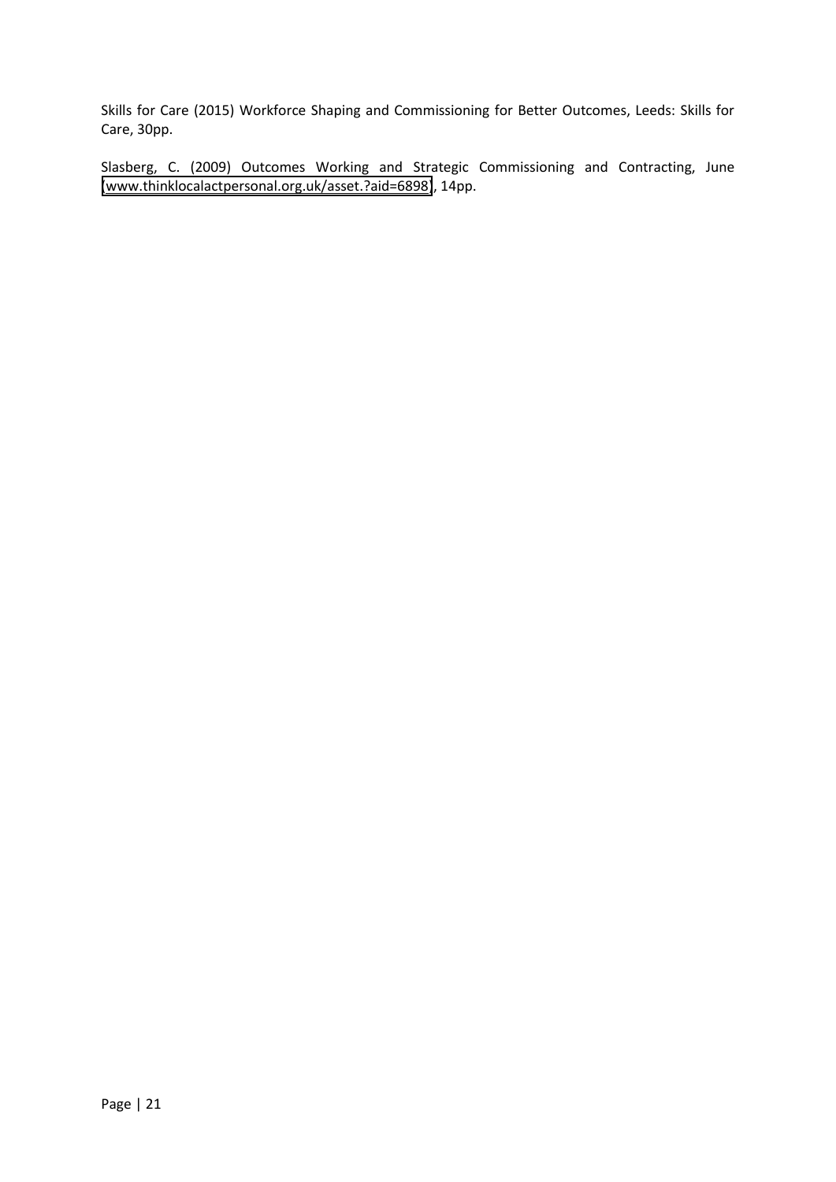Skills for Care (2015) Workforce Shaping and Commissioning for Better Outcomes, Leeds: Skills for Care, 30pp.

Slasberg, C. (2009) Outcomes Working and Strategic Commissioning and Contracting, June (www.thinklocalactpersonal.org.uk/asset.?aid=6898), 14pp.